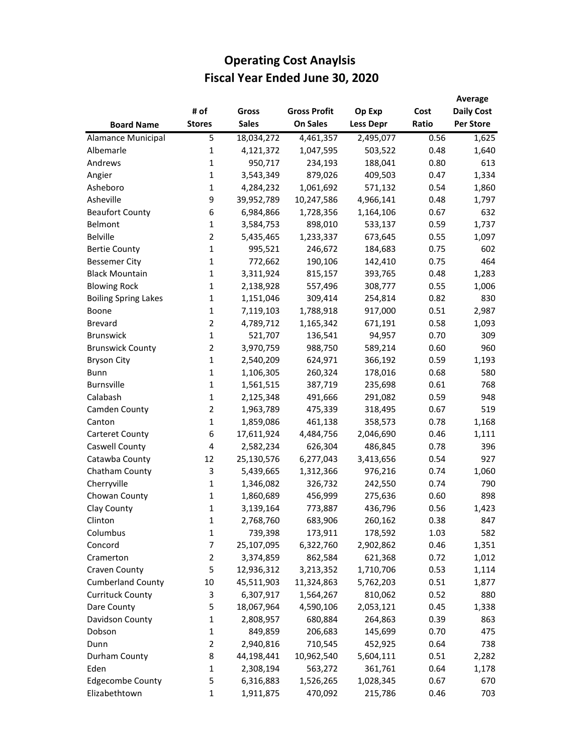# Operating Cost Anaylsis
## Fiscal Year Ended June 30, 2020

| Board Name | # of Stores | Gross Sales | Gross Profit On Sales | Op Exp Less Depr | Cost Ratio | Average Daily Cost Per Store |
|---|---|---|---|---|---|---|
| Alamance Municipal | 5 | 18,034,272 | 4,461,357 | 2,495,077 | 0.56 | 1,625 |
| Albemarle | 1 | 4,121,372 | 1,047,595 | 503,522 | 0.48 | 1,640 |
| Andrews | 1 | 950,717 | 234,193 | 188,041 | 0.80 | 613 |
| Angier | 1 | 3,543,349 | 879,026 | 409,503 | 0.47 | 1,334 |
| Asheboro | 1 | 4,284,232 | 1,061,692 | 571,132 | 0.54 | 1,860 |
| Asheville | 9 | 39,952,789 | 10,247,586 | 4,966,141 | 0.48 | 1,797 |
| Beaufort County | 6 | 6,984,866 | 1,728,356 | 1,164,106 | 0.67 | 632 |
| Belmont | 1 | 3,584,753 | 898,010 | 533,137 | 0.59 | 1,737 |
| Belville | 2 | 5,435,465 | 1,233,337 | 673,645 | 0.55 | 1,097 |
| Bertie County | 1 | 995,521 | 246,672 | 184,683 | 0.75 | 602 |
| Bessemer City | 1 | 772,662 | 190,106 | 142,410 | 0.75 | 464 |
| Black Mountain | 1 | 3,311,924 | 815,157 | 393,765 | 0.48 | 1,283 |
| Blowing Rock | 1 | 2,138,928 | 557,496 | 308,777 | 0.55 | 1,006 |
| Boiling Spring Lakes | 1 | 1,151,046 | 309,414 | 254,814 | 0.82 | 830 |
| Boone | 1 | 7,119,103 | 1,788,918 | 917,000 | 0.51 | 2,987 |
| Brevard | 2 | 4,789,712 | 1,165,342 | 671,191 | 0.58 | 1,093 |
| Brunswick | 1 | 521,707 | 136,541 | 94,957 | 0.70 | 309 |
| Brunswick County | 2 | 3,970,759 | 988,750 | 589,214 | 0.60 | 960 |
| Bryson City | 1 | 2,540,209 | 624,971 | 366,192 | 0.59 | 1,193 |
| Bunn | 1 | 1,106,305 | 260,324 | 178,016 | 0.68 | 580 |
| Burnsville | 1 | 1,561,515 | 387,719 | 235,698 | 0.61 | 768 |
| Calabash | 1 | 2,125,348 | 491,666 | 291,082 | 0.59 | 948 |
| Camden County | 2 | 1,963,789 | 475,339 | 318,495 | 0.67 | 519 |
| Canton | 1 | 1,859,086 | 461,138 | 358,573 | 0.78 | 1,168 |
| Carteret County | 6 | 17,611,924 | 4,484,756 | 2,046,690 | 0.46 | 1,111 |
| Caswell County | 4 | 2,582,234 | 626,304 | 486,845 | 0.78 | 396 |
| Catawba County | 12 | 25,130,576 | 6,277,043 | 3,413,656 | 0.54 | 927 |
| Chatham County | 3 | 5,439,665 | 1,312,366 | 976,216 | 0.74 | 1,060 |
| Cherryville | 1 | 1,346,082 | 326,732 | 242,550 | 0.74 | 790 |
| Chowan County | 1 | 1,860,689 | 456,999 | 275,636 | 0.60 | 898 |
| Clay County | 1 | 3,139,164 | 773,887 | 436,796 | 0.56 | 1,423 |
| Clinton | 1 | 2,768,760 | 683,906 | 260,162 | 0.38 | 847 |
| Columbus | 1 | 739,398 | 173,911 | 178,592 | 1.03 | 582 |
| Concord | 7 | 25,107,095 | 6,322,760 | 2,902,862 | 0.46 | 1,351 |
| Cramerton | 2 | 3,374,859 | 862,584 | 621,368 | 0.72 | 1,012 |
| Craven County | 5 | 12,936,312 | 3,213,352 | 1,710,706 | 0.53 | 1,114 |
| Cumberland County | 10 | 45,511,903 | 11,324,863 | 5,762,203 | 0.51 | 1,877 |
| Currituck County | 3 | 6,307,917 | 1,564,267 | 810,062 | 0.52 | 880 |
| Dare County | 5 | 18,067,964 | 4,590,106 | 2,053,121 | 0.45 | 1,338 |
| Davidson County | 1 | 2,808,957 | 680,884 | 264,863 | 0.39 | 863 |
| Dobson | 1 | 849,859 | 206,683 | 145,699 | 0.70 | 475 |
| Dunn | 2 | 2,940,816 | 710,545 | 452,925 | 0.64 | 738 |
| Durham County | 8 | 44,198,441 | 10,962,540 | 5,604,111 | 0.51 | 2,282 |
| Eden | 1 | 2,308,194 | 563,272 | 361,761 | 0.64 | 1,178 |
| Edgecombe County | 5 | 6,316,883 | 1,526,265 | 1,028,345 | 0.67 | 670 |
| Elizabethtown | 1 | 1,911,875 | 470,092 | 215,786 | 0.46 | 703 |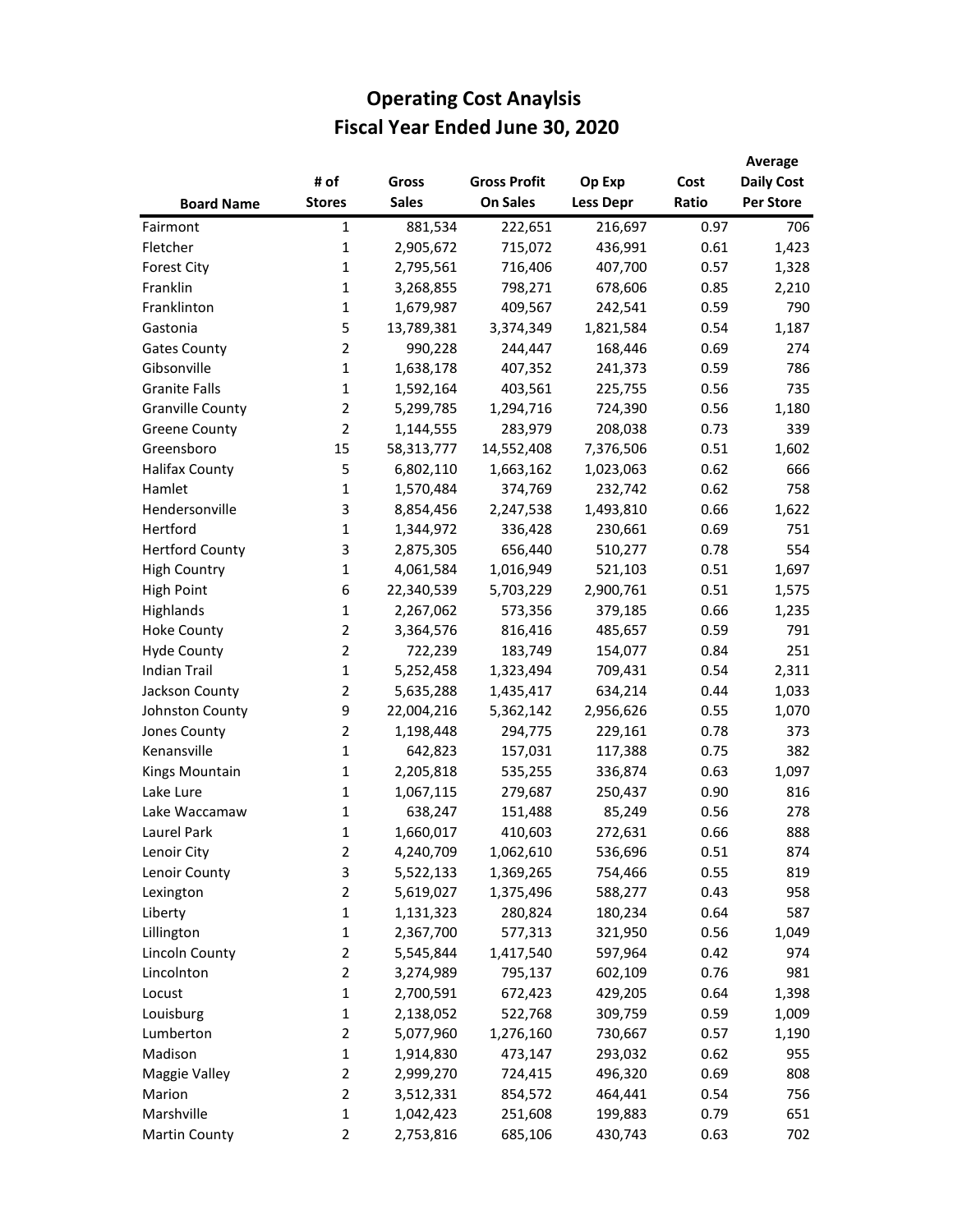# Operating Cost Anaylsis
## Fiscal Year Ended June 30, 2020

| Board Name | # of Stores | Gross Sales | Gross Profit On Sales | Op Exp Less Depr | Cost Ratio | Average Daily Cost Per Store |
|---|---|---|---|---|---|---|
| Fairmont | 1 | 881,534 | 222,651 | 216,697 | 0.97 | 706 |
| Fletcher | 1 | 2,905,672 | 715,072 | 436,991 | 0.61 | 1,423 |
| Forest City | 1 | 2,795,561 | 716,406 | 407,700 | 0.57 | 1,328 |
| Franklin | 1 | 3,268,855 | 798,271 | 678,606 | 0.85 | 2,210 |
| Franklinton | 1 | 1,679,987 | 409,567 | 242,541 | 0.59 | 790 |
| Gastonia | 5 | 13,789,381 | 3,374,349 | 1,821,584 | 0.54 | 1,187 |
| Gates County | 2 | 990,228 | 244,447 | 168,446 | 0.69 | 274 |
| Gibsonville | 1 | 1,638,178 | 407,352 | 241,373 | 0.59 | 786 |
| Granite Falls | 1 | 1,592,164 | 403,561 | 225,755 | 0.56 | 735 |
| Granville County | 2 | 5,299,785 | 1,294,716 | 724,390 | 0.56 | 1,180 |
| Greene County | 2 | 1,144,555 | 283,979 | 208,038 | 0.73 | 339 |
| Greensboro | 15 | 58,313,777 | 14,552,408 | 7,376,506 | 0.51 | 1,602 |
| Halifax County | 5 | 6,802,110 | 1,663,162 | 1,023,063 | 0.62 | 666 |
| Hamlet | 1 | 1,570,484 | 374,769 | 232,742 | 0.62 | 758 |
| Hendersonville | 3 | 8,854,456 | 2,247,538 | 1,493,810 | 0.66 | 1,622 |
| Hertford | 1 | 1,344,972 | 336,428 | 230,661 | 0.69 | 751 |
| Hertford County | 3 | 2,875,305 | 656,440 | 510,277 | 0.78 | 554 |
| High Country | 1 | 4,061,584 | 1,016,949 | 521,103 | 0.51 | 1,697 |
| High Point | 6 | 22,340,539 | 5,703,229 | 2,900,761 | 0.51 | 1,575 |
| Highlands | 1 | 2,267,062 | 573,356 | 379,185 | 0.66 | 1,235 |
| Hoke County | 2 | 3,364,576 | 816,416 | 485,657 | 0.59 | 791 |
| Hyde County | 2 | 722,239 | 183,749 | 154,077 | 0.84 | 251 |
| Indian Trail | 1 | 5,252,458 | 1,323,494 | 709,431 | 0.54 | 2,311 |
| Jackson County | 2 | 5,635,288 | 1,435,417 | 634,214 | 0.44 | 1,033 |
| Johnston County | 9 | 22,004,216 | 5,362,142 | 2,956,626 | 0.55 | 1,070 |
| Jones County | 2 | 1,198,448 | 294,775 | 229,161 | 0.78 | 373 |
| Kenansville | 1 | 642,823 | 157,031 | 117,388 | 0.75 | 382 |
| Kings Mountain | 1 | 2,205,818 | 535,255 | 336,874 | 0.63 | 1,097 |
| Lake Lure | 1 | 1,067,115 | 279,687 | 250,437 | 0.90 | 816 |
| Lake Waccamaw | 1 | 638,247 | 151,488 | 85,249 | 0.56 | 278 |
| Laurel Park | 1 | 1,660,017 | 410,603 | 272,631 | 0.66 | 888 |
| Lenoir City | 2 | 4,240,709 | 1,062,610 | 536,696 | 0.51 | 874 |
| Lenoir County | 3 | 5,522,133 | 1,369,265 | 754,466 | 0.55 | 819 |
| Lexington | 2 | 5,619,027 | 1,375,496 | 588,277 | 0.43 | 958 |
| Liberty | 1 | 1,131,323 | 280,824 | 180,234 | 0.64 | 587 |
| Lillington | 1 | 2,367,700 | 577,313 | 321,950 | 0.56 | 1,049 |
| Lincoln County | 2 | 5,545,844 | 1,417,540 | 597,964 | 0.42 | 974 |
| Lincolnton | 2 | 3,274,989 | 795,137 | 602,109 | 0.76 | 981 |
| Locust | 1 | 2,700,591 | 672,423 | 429,205 | 0.64 | 1,398 |
| Louisburg | 1 | 2,138,052 | 522,768 | 309,759 | 0.59 | 1,009 |
| Lumberton | 2 | 5,077,960 | 1,276,160 | 730,667 | 0.57 | 1,190 |
| Madison | 1 | 1,914,830 | 473,147 | 293,032 | 0.62 | 955 |
| Maggie Valley | 2 | 2,999,270 | 724,415 | 496,320 | 0.69 | 808 |
| Marion | 2 | 3,512,331 | 854,572 | 464,441 | 0.54 | 756 |
| Marshville | 1 | 1,042,423 | 251,608 | 199,883 | 0.79 | 651 |
| Martin County | 2 | 2,753,816 | 685,106 | 430,743 | 0.63 | 702 |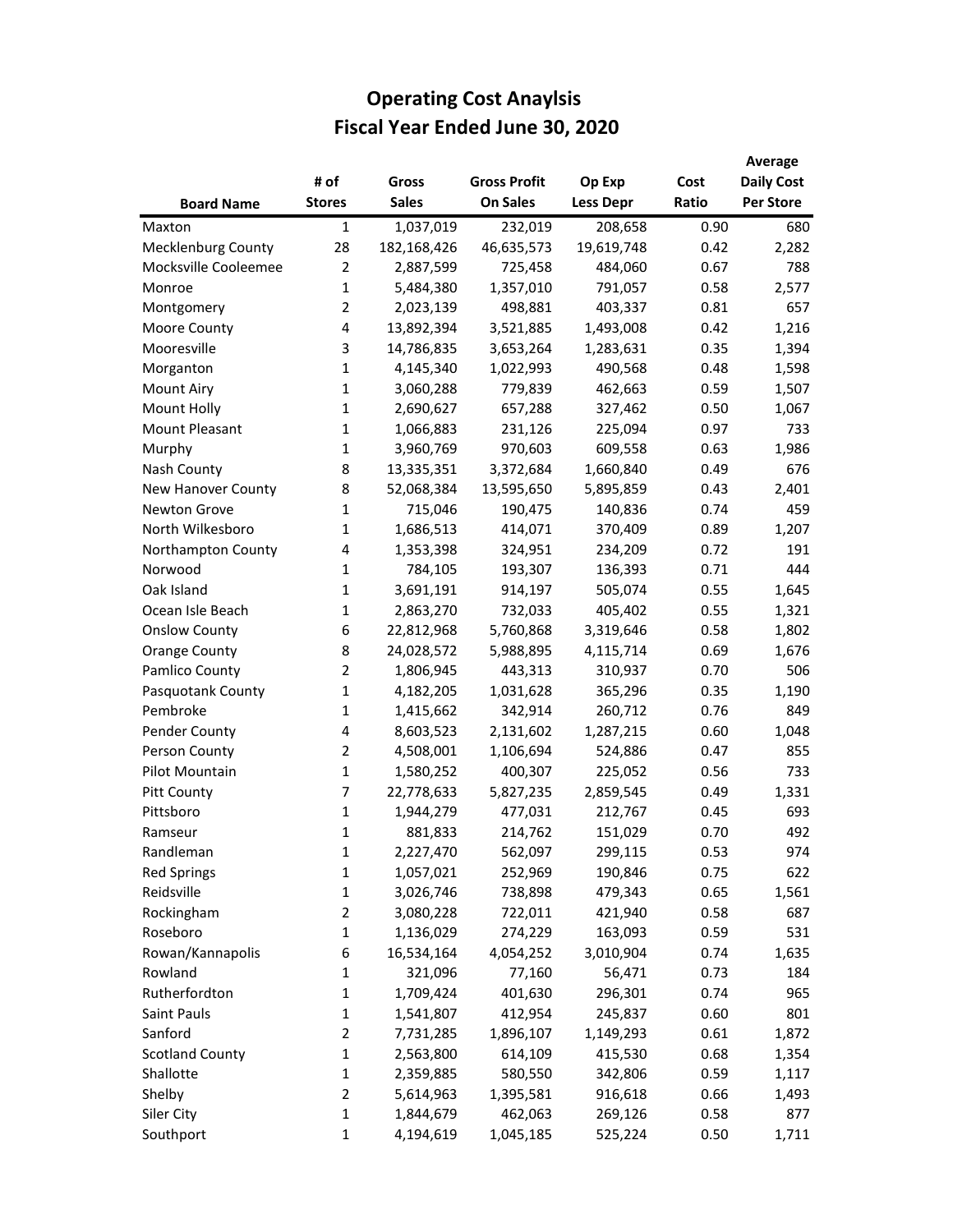# Operating Cost Anaylsis
## Fiscal Year Ended June 30, 2020

| Board Name | # of Stores | Gross Sales | Gross Profit On Sales | Op Exp Less Depr | Cost Ratio | Average Daily Cost Per Store |
|---|---|---|---|---|---|---|
| Maxton | 1 | 1,037,019 | 232,019 | 208,658 | 0.90 | 680 |
| Mecklenburg County | 28 | 182,168,426 | 46,635,573 | 19,619,748 | 0.42 | 2,282 |
| Mocksville Cooleemee | 2 | 2,887,599 | 725,458 | 484,060 | 0.67 | 788 |
| Monroe | 1 | 5,484,380 | 1,357,010 | 791,057 | 0.58 | 2,577 |
| Montgomery | 2 | 2,023,139 | 498,881 | 403,337 | 0.81 | 657 |
| Moore County | 4 | 13,892,394 | 3,521,885 | 1,493,008 | 0.42 | 1,216 |
| Mooresville | 3 | 14,786,835 | 3,653,264 | 1,283,631 | 0.35 | 1,394 |
| Morganton | 1 | 4,145,340 | 1,022,993 | 490,568 | 0.48 | 1,598 |
| Mount Airy | 1 | 3,060,288 | 779,839 | 462,663 | 0.59 | 1,507 |
| Mount Holly | 1 | 2,690,627 | 657,288 | 327,462 | 0.50 | 1,067 |
| Mount Pleasant | 1 | 1,066,883 | 231,126 | 225,094 | 0.97 | 733 |
| Murphy | 1 | 3,960,769 | 970,603 | 609,558 | 0.63 | 1,986 |
| Nash County | 8 | 13,335,351 | 3,372,684 | 1,660,840 | 0.49 | 676 |
| New Hanover County | 8 | 52,068,384 | 13,595,650 | 5,895,859 | 0.43 | 2,401 |
| Newton Grove | 1 | 715,046 | 190,475 | 140,836 | 0.74 | 459 |
| North Wilkesboro | 1 | 1,686,513 | 414,071 | 370,409 | 0.89 | 1,207 |
| Northampton County | 4 | 1,353,398 | 324,951 | 234,209 | 0.72 | 191 |
| Norwood | 1 | 784,105 | 193,307 | 136,393 | 0.71 | 444 |
| Oak Island | 1 | 3,691,191 | 914,197 | 505,074 | 0.55 | 1,645 |
| Ocean Isle Beach | 1 | 2,863,270 | 732,033 | 405,402 | 0.55 | 1,321 |
| Onslow County | 6 | 22,812,968 | 5,760,868 | 3,319,646 | 0.58 | 1,802 |
| Orange County | 8 | 24,028,572 | 5,988,895 | 4,115,714 | 0.69 | 1,676 |
| Pamlico County | 2 | 1,806,945 | 443,313 | 310,937 | 0.70 | 506 |
| Pasquotank County | 1 | 4,182,205 | 1,031,628 | 365,296 | 0.35 | 1,190 |
| Pembroke | 1 | 1,415,662 | 342,914 | 260,712 | 0.76 | 849 |
| Pender County | 4 | 8,603,523 | 2,131,602 | 1,287,215 | 0.60 | 1,048 |
| Person County | 2 | 4,508,001 | 1,106,694 | 524,886 | 0.47 | 855 |
| Pilot Mountain | 1 | 1,580,252 | 400,307 | 225,052 | 0.56 | 733 |
| Pitt County | 7 | 22,778,633 | 5,827,235 | 2,859,545 | 0.49 | 1,331 |
| Pittsboro | 1 | 1,944,279 | 477,031 | 212,767 | 0.45 | 693 |
| Ramseur | 1 | 881,833 | 214,762 | 151,029 | 0.70 | 492 |
| Randleman | 1 | 2,227,470 | 562,097 | 299,115 | 0.53 | 974 |
| Red Springs | 1 | 1,057,021 | 252,969 | 190,846 | 0.75 | 622 |
| Reidsville | 1 | 3,026,746 | 738,898 | 479,343 | 0.65 | 1,561 |
| Rockingham | 2 | 3,080,228 | 722,011 | 421,940 | 0.58 | 687 |
| Roseboro | 1 | 1,136,029 | 274,229 | 163,093 | 0.59 | 531 |
| Rowan/Kannapolis | 6 | 16,534,164 | 4,054,252 | 3,010,904 | 0.74 | 1,635 |
| Rowland | 1 | 321,096 | 77,160 | 56,471 | 0.73 | 184 |
| Rutherfordton | 1 | 1,709,424 | 401,630 | 296,301 | 0.74 | 965 |
| Saint Pauls | 1 | 1,541,807 | 412,954 | 245,837 | 0.60 | 801 |
| Sanford | 2 | 7,731,285 | 1,896,107 | 1,149,293 | 0.61 | 1,872 |
| Scotland County | 1 | 2,563,800 | 614,109 | 415,530 | 0.68 | 1,354 |
| Shallotte | 1 | 2,359,885 | 580,550 | 342,806 | 0.59 | 1,117 |
| Shelby | 2 | 5,614,963 | 1,395,581 | 916,618 | 0.66 | 1,493 |
| Siler City | 1 | 1,844,679 | 462,063 | 269,126 | 0.58 | 877 |
| Southport | 1 | 4,194,619 | 1,045,185 | 525,224 | 0.50 | 1,711 |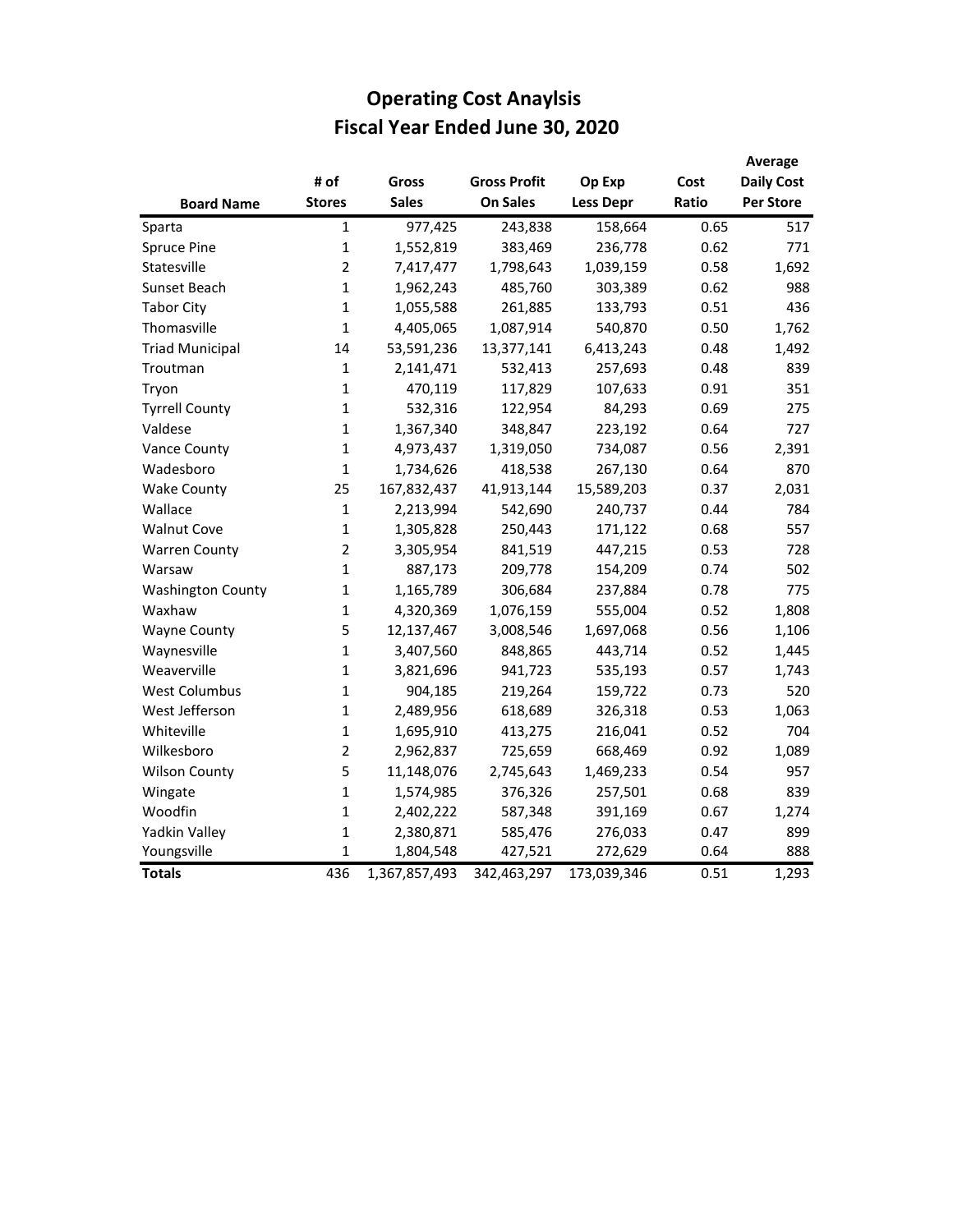# Operating Cost Anaylsis
## Fiscal Year Ended June 30, 2020

| Board Name | # of Stores | Gross Sales | Gross Profit On Sales | Op Exp Less Depr | Cost Ratio | Average Daily Cost Per Store |
|---|---|---|---|---|---|---|
| Sparta | 1 | 977,425 | 243,838 | 158,664 | 0.65 | 517 |
| Spruce Pine | 1 | 1,552,819 | 383,469 | 236,778 | 0.62 | 771 |
| Statesville | 2 | 7,417,477 | 1,798,643 | 1,039,159 | 0.58 | 1,692 |
| Sunset Beach | 1 | 1,962,243 | 485,760 | 303,389 | 0.62 | 988 |
| Tabor City | 1 | 1,055,588 | 261,885 | 133,793 | 0.51 | 436 |
| Thomasville | 1 | 4,405,065 | 1,087,914 | 540,870 | 0.50 | 1,762 |
| Triad Municipal | 14 | 53,591,236 | 13,377,141 | 6,413,243 | 0.48 | 1,492 |
| Troutman | 1 | 2,141,471 | 532,413 | 257,693 | 0.48 | 839 |
| Tryon | 1 | 470,119 | 117,829 | 107,633 | 0.91 | 351 |
| Tyrrell County | 1 | 532,316 | 122,954 | 84,293 | 0.69 | 275 |
| Valdese | 1 | 1,367,340 | 348,847 | 223,192 | 0.64 | 727 |
| Vance County | 1 | 4,973,437 | 1,319,050 | 734,087 | 0.56 | 2,391 |
| Wadesboro | 1 | 1,734,626 | 418,538 | 267,130 | 0.64 | 870 |
| Wake County | 25 | 167,832,437 | 41,913,144 | 15,589,203 | 0.37 | 2,031 |
| Wallace | 1 | 2,213,994 | 542,690 | 240,737 | 0.44 | 784 |
| Walnut Cove | 1 | 1,305,828 | 250,443 | 171,122 | 0.68 | 557 |
| Warren County | 2 | 3,305,954 | 841,519 | 447,215 | 0.53 | 728 |
| Warsaw | 1 | 887,173 | 209,778 | 154,209 | 0.74 | 502 |
| Washington County | 1 | 1,165,789 | 306,684 | 237,884 | 0.78 | 775 |
| Waxhaw | 1 | 4,320,369 | 1,076,159 | 555,004 | 0.52 | 1,808 |
| Wayne County | 5 | 12,137,467 | 3,008,546 | 1,697,068 | 0.56 | 1,106 |
| Waynesville | 1 | 3,407,560 | 848,865 | 443,714 | 0.52 | 1,445 |
| Weaverville | 1 | 3,821,696 | 941,723 | 535,193 | 0.57 | 1,743 |
| West Columbus | 1 | 904,185 | 219,264 | 159,722 | 0.73 | 520 |
| West Jefferson | 1 | 2,489,956 | 618,689 | 326,318 | 0.53 | 1,063 |
| Whiteville | 1 | 1,695,910 | 413,275 | 216,041 | 0.52 | 704 |
| Wilkesboro | 2 | 2,962,837 | 725,659 | 668,469 | 0.92 | 1,089 |
| Wilson County | 5 | 11,148,076 | 2,745,643 | 1,469,233 | 0.54 | 957 |
| Wingate | 1 | 1,574,985 | 376,326 | 257,501 | 0.68 | 839 |
| Woodfin | 1 | 2,402,222 | 587,348 | 391,169 | 0.67 | 1,274 |
| Yadkin Valley | 1 | 2,380,871 | 585,476 | 276,033 | 0.47 | 899 |
| Youngsville | 1 | 1,804,548 | 427,521 | 272,629 | 0.64 | 888 |
| **Totals** | 436 | 1,367,857,493 | 342,463,297 | 173,039,346 | 0.51 | 1,293 |